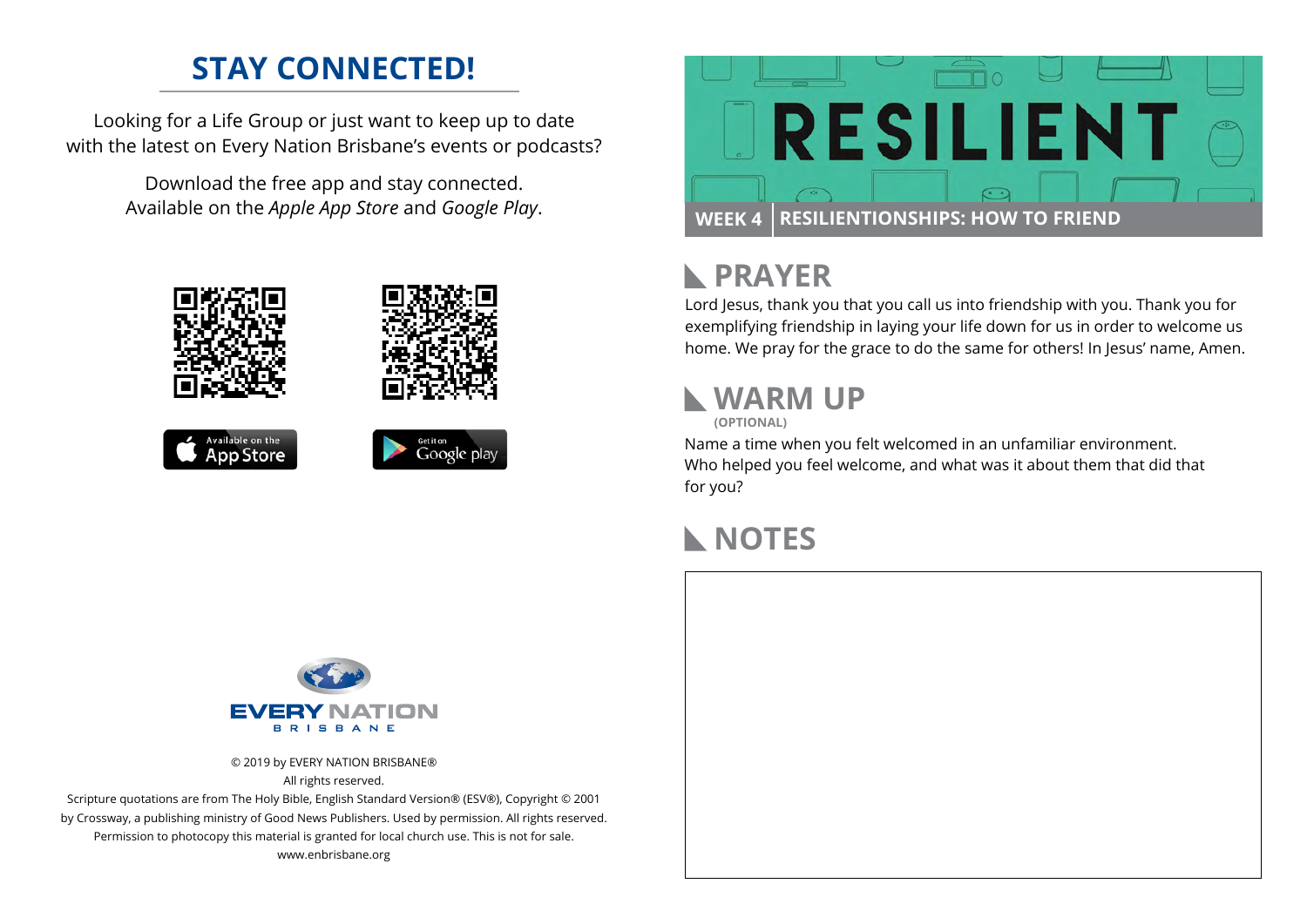## STAY CONNECTED!

Looking for a Life Group or just want to keep up to date with the latest on Every Nation Brisbane's events or podcasts?

Download the free app and stay connected. Available on the *Apple App Store* and *Google Play*.

© 2019 by EVERY NATION BRISBANE®
All rights reserved.
Scripture quotations are from The Holy Bible, English Standard Version® (ESV®), Copyright © 2001 by Crossway, a publishing ministry of Good News Publishers. Used by permission. All rights reserved.
Permission to photocopy this material is granted for local church use. This is not for sale.
www.enbrisbane.org

# RESILIENT

**WEEK 4 | RESILIENTIONSHIPS: HOW TO FRIEND**

## PRAYER

Lord Jesus, thank you that you call us into friendship with you. Thank you for exemplifying friendship in laying your life down for us in order to welcome us home. We pray for the grace to do the same for others! In Jesus' name, Amen.

## WARM UP

**(OPTIONAL)**

Name a time when you felt welcomed in an unfamiliar environment. Who helped you feel welcome, and what was it about them that did that for you?

## NOTES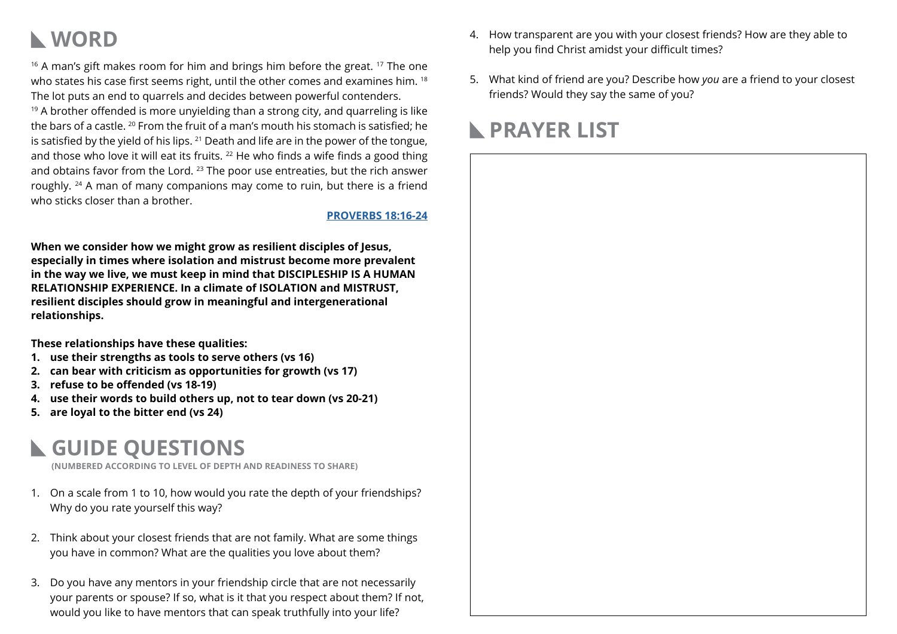## WORD

[16] A man's gift makes room for him and brings him before the great. [17] The one who states his case first seems right, until the other comes and examines him. [18] The lot puts an end to quarrels and decides between powerful contenders. [19] A brother offended is more unyielding than a strong city, and quarreling is like the bars of a castle. [20] From the fruit of a man's mouth his stomach is satisfied; he is satisfied by the yield of his lips. [21] Death and life are in the power of the tongue, and those who love it will eat its fruits. [22] He who finds a wife finds a good thing and obtains favor from the Lord. [23] The poor use entreaties, but the rich answer roughly. [24] A man of many companions may come to ruin, but there is a friend who sticks closer than a brother.

**PROVERBS 18:16-24**

**When we consider how we might grow as resilient disciples of Jesus, especially in times where isolation and mistrust become more prevalent in the way we live, we must keep in mind that DISCIPLESHIP IS A HUMAN RELATIONSHIP EXPERIENCE. In a climate of ISOLATION and MISTRUST, resilient disciples should grow in meaningful and intergenerational relationships.**

**These relationships have these qualities:**

1. **use their strengths as tools to serve others (vs 16)**
2. **can bear with criticism as opportunities for growth (vs 17)**
3. **refuse to be offended (vs 18-19)**
4. **use their words to build others up, not to tear down (vs 20-21)**
5. **are loyal to the bitter end (vs 24)**

## GUIDE QUESTIONS

**(NUMBERED ACCORDING TO LEVEL OF DEPTH AND READINESS TO SHARE)**

1. On a scale from 1 to 10, how would you rate the depth of your friendships? Why do you rate yourself this way?
2. Think about your closest friends that are not family. What are some things you have in common? What are the qualities you love about them?
3. Do you have any mentors in your friendship circle that are not necessarily your parents or spouse? If so, what is it that you respect about them? If not, would you like to have mentors that can speak truthfully into your life?
4. How transparent are you with your closest friends? How are they able to help you find Christ amidst your difficult times?
5. What kind of friend are you? Describe how *you* are a friend to your closest friends? Would they say the same of you?

## PRAYER LIST